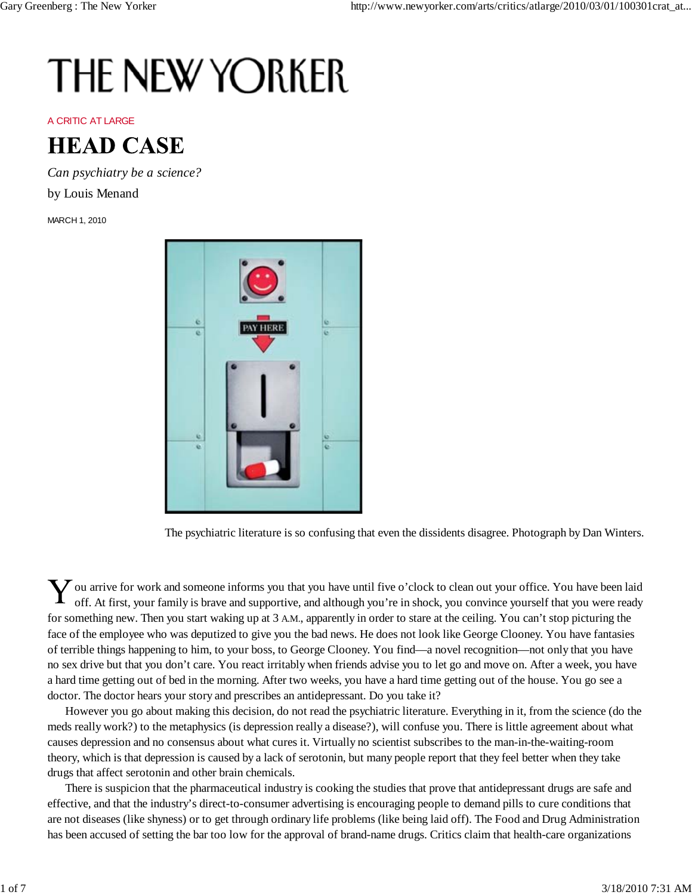# THE NEW YORKER

A CRITIC AT LARGE

## HEAD CASE

*Can psychiatry be a science?*

by Louis Menand

MARCH 1, 2010

The psychiatric literature is so confusing that even the dissidents disagree. Photograph by Dan Winters.

You arrive for work and someone informs you that you have until five o'clock to clean out your office. You have been laid off. At first, your family is brave and supportive, and although you're in shock, you convince yourself that you were ready for something new. Then you start waking up at 3 A.M., apparently in order to stare at the ceiling. You can't stop picturing the face of the employee who was deputized to give you the bad news. He does not look like George Clooney. You have fantasies of terrible things happening to him, to your boss, to George Clooney. You find—a novel recognition—not only that you have no sex drive but that you don't care. You react irritably when friends advise you to let go and move on. After a week, you have a hard time getting out of bed in the morning. After two weeks, you have a hard time getting out of the house. You go see a doctor. The doctor hears your story and prescribes an antidepressant. Do you take it?

However you go about making this decision, do not read the psychiatric literature. Everything in it, from the science (do the meds really work?) to the metaphysics (is depression really a disease?), will confuse you. There is little agreement about what causes depression and no consensus about what cures it. Virtually no scientist subscribes to the man-in-the-waiting-room theory, which is that depression is caused by a lack of serotonin, but many people report that they feel better when they take drugs that affect serotonin and other brain chemicals.

There is suspicion that the pharmaceutical industry is cooking the studies that prove that antidepressant drugs are safe and effective, and that the industry's direct-to-consumer advertising is encouraging people to demand pills to cure conditions that are not diseases (like shyness) or to get through ordinary life problems (like being laid off). The Food and Drug Administration has been accused of setting the bar too low for the approval of brand-name drugs. Critics claim that health-care organizations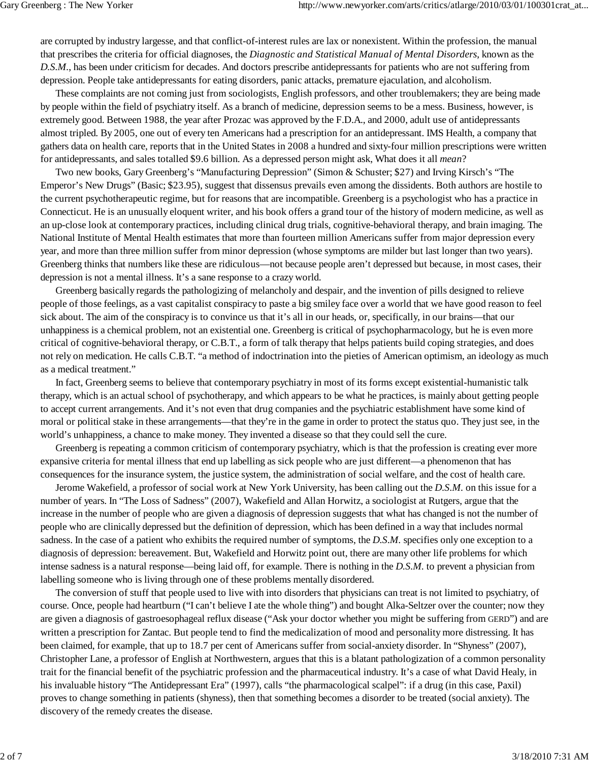are corrupted by industry largesse, and that conflict-of-interest rules are lax or nonexistent. Within the profession, the manual that prescribes the criteria for official diagnoses, the *Diagnostic and Statistical Manual of Mental Disorders*, known as the *D.S.M.*, has been under criticism for decades. And doctors prescribe antidepressants for patients who are not suffering from depression. People take antidepressants for eating disorders, panic attacks, premature ejaculation, and alcoholism.

These complaints are not coming just from sociologists, English professors, and other troublemakers; they are being made by people within the field of psychiatry itself. As a branch of medicine, depression seems to be a mess. Business, however, is extremely good. Between 1988, the year after Prozac was approved by the F.D.A., and 2000, adult use of antidepressants almost tripled. By 2005, one out of every ten Americans had a prescription for an antidepressant. IMS Health, a company that gathers data on health care, reports that in the United States in 2008 a hundred and sixty-four million prescriptions were written for antidepressants, and sales totalled $9.6 billion. As a depressed person might ask, What does it all *mean*?

Two new books, Gary Greenberg's "Manufacturing Depression" (Simon & Schuster; $27) and Irving Kirsch's "The Emperor's New Drugs" (Basic; $23.95), suggest that dissensus prevails even among the dissidents. Both authors are hostile to the current psychotherapeutic regime, but for reasons that are incompatible. Greenberg is a psychologist who has a practice in Connecticut. He is an unusually eloquent writer, and his book offers a grand tour of the history of modern medicine, as well as an up-close look at contemporary practices, including clinical drug trials, cognitive-behavioral therapy, and brain imaging. The National Institute of Mental Health estimates that more than fourteen million Americans suffer from major depression every year, and more than three million suffer from minor depression (whose symptoms are milder but last longer than two years). Greenberg thinks that numbers like these are ridiculous—not because people aren't depressed but because, in most cases, their depression is not a mental illness. It's a sane response to a crazy world.

Greenberg basically regards the pathologizing of melancholy and despair, and the invention of pills designed to relieve people of those feelings, as a vast capitalist conspiracy to paste a big smiley face over a world that we have good reason to feel sick about. The aim of the conspiracy is to convince us that it's all in our heads, or, specifically, in our brains—that our unhappiness is a chemical problem, not an existential one. Greenberg is critical of psychopharmacology, but he is even more critical of cognitive-behavioral therapy, or C.B.T., a form of talk therapy that helps patients build coping strategies, and does not rely on medication. He calls C.B.T. "a method of indoctrination into the pieties of American optimism, an ideology as much as a medical treatment."

In fact, Greenberg seems to believe that contemporary psychiatry in most of its forms except existential-humanistic talk therapy, which is an actual school of psychotherapy, and which appears to be what he practices, is mainly about getting people to accept current arrangements. And it's not even that drug companies and the psychiatric establishment have some kind of moral or political stake in these arrangements—that they're in the game in order to protect the status quo. They just see, in the world's unhappiness, a chance to make money. They invented a disease so that they could sell the cure.

Greenberg is repeating a common criticism of contemporary psychiatry, which is that the profession is creating ever more expansive criteria for mental illness that end up labelling as sick people who are just different—a phenomenon that has consequences for the insurance system, the justice system, the administration of social welfare, and the cost of health care.

Jerome Wakefield, a professor of social work at New York University, has been calling out the *D.S.M.* on this issue for a number of years. In "The Loss of Sadness" (2007), Wakefield and Allan Horwitz, a sociologist at Rutgers, argue that the increase in the number of people who are given a diagnosis of depression suggests that what has changed is not the number of people who are clinically depressed but the definition of depression, which has been defined in a way that includes normal sadness. In the case of a patient who exhibits the required number of symptoms, the *D.S.M.* specifies only one exception to a diagnosis of depression: bereavement. But, Wakefield and Horwitz point out, there are many other life problems for which intense sadness is a natural response—being laid off, for example. There is nothing in the *D.S.M.* to prevent a physician from labelling someone who is living through one of these problems mentally disordered.

The conversion of stuff that people used to live with into disorders that physicians can treat is not limited to psychiatry, of course. Once, people had heartburn ("I can't believe I ate the whole thing") and bought Alka-Seltzer over the counter; now they are given a diagnosis of gastroesophageal reflux disease ("Ask your doctor whether you might be suffering from GERD") and are written a prescription for Zantac. But people tend to find the medicalization of mood and personality more distressing. It has been claimed, for example, that up to 18.7 per cent of Americans suffer from social-anxiety disorder. In "Shyness" (2007), Christopher Lane, a professor of English at Northwestern, argues that this is a blatant pathologization of a common personality trait for the financial benefit of the psychiatric profession and the pharmaceutical industry. It's a case of what David Healy, in his invaluable history "The Antidepressant Era" (1997), calls "the pharmacological scalpel": if a drug (in this case, Paxil) proves to change something in patients (shyness), then that something becomes a disorder to be treated (social anxiety). The discovery of the remedy creates the disease.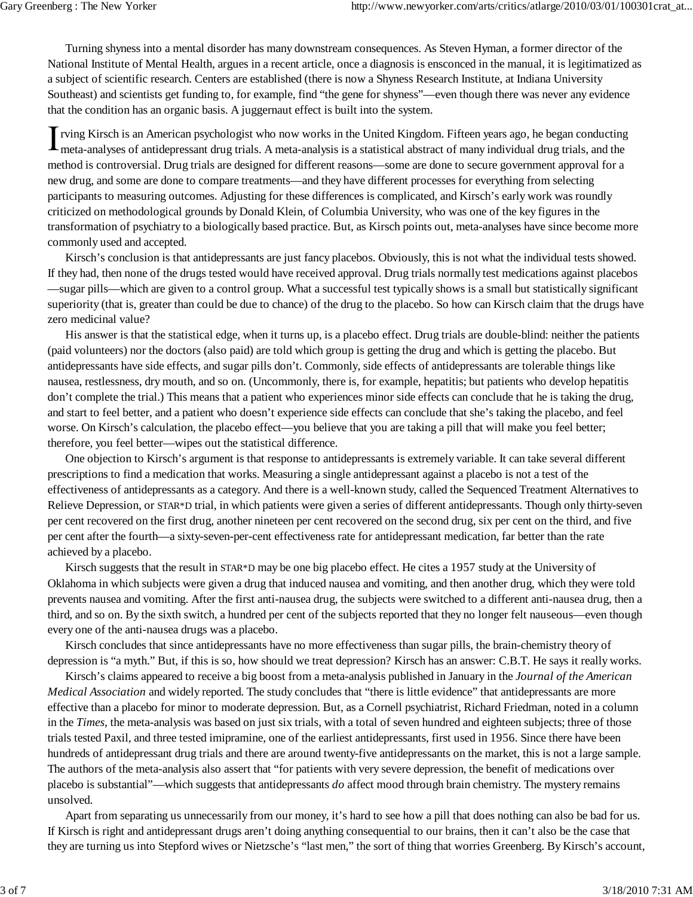Turning shyness into a mental disorder has many downstream consequences. As Steven Hyman, a former director of the National Institute of Mental Health, argues in a recent article, once a diagnosis is ensconced in the manual, it is legitimatized as a subject of scientific research. Centers are established (there is now a Shyness Research Institute, at Indiana University Southeast) and scientists get funding to, for example, find "the gene for shyness"—even though there was never any evidence that the condition has an organic basis. A juggernaut effect is built into the system.

Irving Kirsch is an American psychologist who now works in the United Kingdom. Fifteen years ago, he began conducting meta-analyses of antidepressant drug trials. A meta-analysis is a statistical abstract of many individual drug trials, and the method is controversial. Drug trials are designed for different reasons—some are done to secure government approval for a new drug, and some are done to compare treatments—and they have different processes for everything from selecting participants to measuring outcomes. Adjusting for these differences is complicated, and Kirsch's early work was roundly criticized on methodological grounds by Donald Klein, of Columbia University, who was one of the key figures in the transformation of psychiatry to a biologically based practice. But, as Kirsch points out, meta-analyses have since become more commonly used and accepted.

Kirsch's conclusion is that antidepressants are just fancy placebos. Obviously, this is not what the individual tests showed. If they had, then none of the drugs tested would have received approval. Drug trials normally test medications against placebos—sugar pills—which are given to a control group. What a successful test typically shows is a small but statistically significant superiority (that is, greater than could be due to chance) of the drug to the placebo. So how can Kirsch claim that the drugs have zero medicinal value?

His answer is that the statistical edge, when it turns up, is a placebo effect. Drug trials are double-blind: neither the patients (paid volunteers) nor the doctors (also paid) are told which group is getting the drug and which is getting the placebo. But antidepressants have side effects, and sugar pills don't. Commonly, side effects of antidepressants are tolerable things like nausea, restlessness, dry mouth, and so on. (Uncommonly, there is, for example, hepatitis; but patients who develop hepatitis don't complete the trial.) This means that a patient who experiences minor side effects can conclude that he is taking the drug, and start to feel better, and a patient who doesn't experience side effects can conclude that she's taking the placebo, and feel worse. On Kirsch's calculation, the placebo effect—you believe that you are taking a pill that will make you feel better; therefore, you feel better—wipes out the statistical difference.

One objection to Kirsch's argument is that response to antidepressants is extremely variable. It can take several different prescriptions to find a medication that works. Measuring a single antidepressant against a placebo is not a test of the effectiveness of antidepressants as a category. And there is a well-known study, called the Sequenced Treatment Alternatives to Relieve Depression, or STAR*D trial, in which patients were given a series of different antidepressants. Though only thirty-seven per cent recovered on the first drug, another nineteen per cent recovered on the second drug, six per cent on the third, and five per cent after the fourth—a sixty-seven-per-cent effectiveness rate for antidepressant medication, far better than the rate achieved by a placebo.

Kirsch suggests that the result in STAR*D may be one big placebo effect. He cites a 1957 study at the University of Oklahoma in which subjects were given a drug that induced nausea and vomiting, and then another drug, which they were told prevents nausea and vomiting. After the first anti-nausea drug, the subjects were switched to a different anti-nausea drug, then a third, and so on. By the sixth switch, a hundred per cent of the subjects reported that they no longer felt nauseous—even though every one of the anti-nausea drugs was a placebo.

Kirsch concludes that since antidepressants have no more effectiveness than sugar pills, the brain-chemistry theory of depression is "a myth." But, if this is so, how should we treat depression? Kirsch has an answer: C.B.T. He says it really works.

Kirsch's claims appeared to receive a big boost from a meta-analysis published in January in the *Journal of the American Medical Association* and widely reported. The study concludes that "there is little evidence" that antidepressants are more effective than a placebo for minor to moderate depression. But, as a Cornell psychiatrist, Richard Friedman, noted in a column in the *Times*, the meta-analysis was based on just six trials, with a total of seven hundred and eighteen subjects; three of those trials tested Paxil, and three tested imipramine, one of the earliest antidepressants, first used in 1956. Since there have been hundreds of antidepressant drug trials and there are around twenty-five antidepressants on the market, this is not a large sample. The authors of the meta-analysis also assert that "for patients with very severe depression, the benefit of medications over placebo is substantial"—which suggests that antidepressants *do* affect mood through brain chemistry. The mystery remains unsolved.

Apart from separating us unnecessarily from our money, it's hard to see how a pill that does nothing can also be bad for us. If Kirsch is right and antidepressant drugs aren't doing anything consequential to our brains, then it can't also be the case that they are turning us into Stepford wives or Nietzsche's "last men," the sort of thing that worries Greenberg. By Kirsch's account,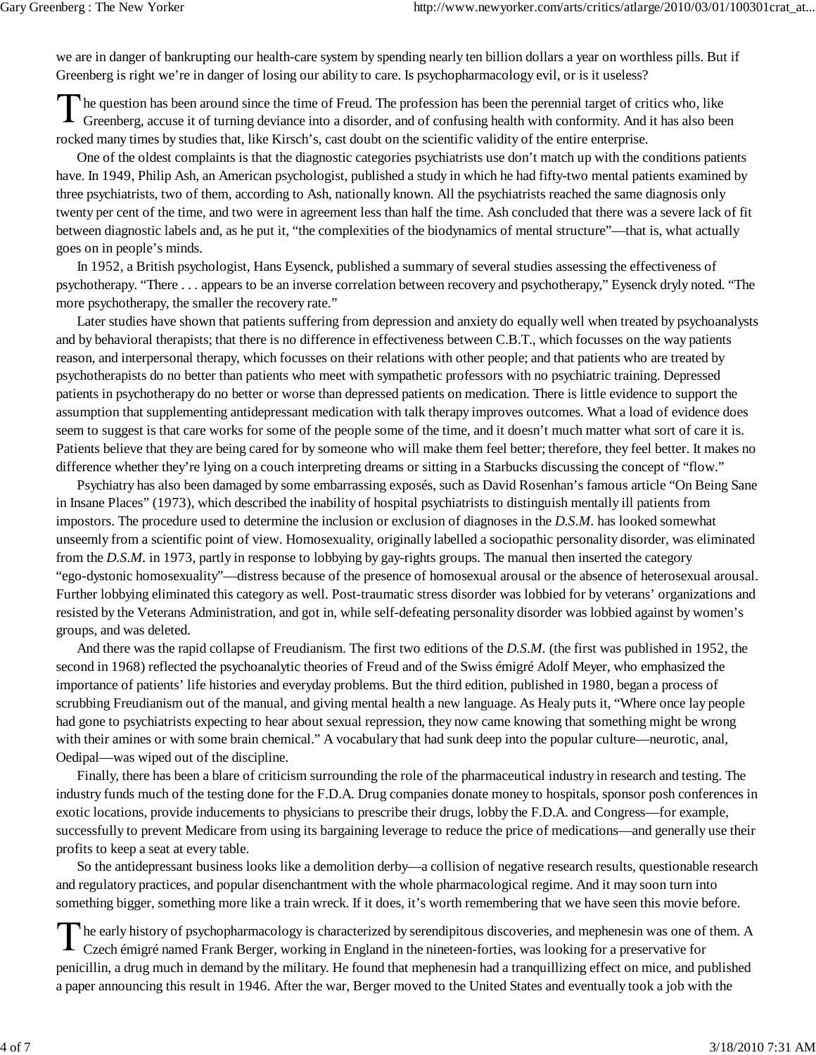we are in danger of bankrupting our health-care system by spending nearly ten billion dollars a year on worthless pills. But if Greenberg is right we're in danger of losing our ability to care. Is psychopharmacology evil, or is it useless?

The question has been around since the time of Freud. The profession has been the perennial target of critics who, like Greenberg, accuse it of turning deviance into a disorder, and of confusing health with conformity. And it has also been rocked many times by studies that, like Kirsch's, cast doubt on the scientific validity of the entire enterprise.

One of the oldest complaints is that the diagnostic categories psychiatrists use don't match up with the conditions patients have. In 1949, Philip Ash, an American psychologist, published a study in which he had fifty-two mental patients examined by three psychiatrists, two of them, according to Ash, nationally known. All the psychiatrists reached the same diagnosis only twenty per cent of the time, and two were in agreement less than half the time. Ash concluded that there was a severe lack of fit between diagnostic labels and, as he put it, "the complexities of the biodynamics of mental structure"—that is, what actually goes on in people's minds.

In 1952, a British psychologist, Hans Eysenck, published a summary of several studies assessing the effectiveness of psychotherapy. "There . . . appears to be an inverse correlation between recovery and psychotherapy," Eysenck dryly noted. "The more psychotherapy, the smaller the recovery rate."

Later studies have shown that patients suffering from depression and anxiety do equally well when treated by psychoanalysts and by behavioral therapists; that there is no difference in effectiveness between C.B.T., which focusses on the way patients reason, and interpersonal therapy, which focusses on their relations with other people; and that patients who are treated by psychotherapists do no better than patients who meet with sympathetic professors with no psychiatric training. Depressed patients in psychotherapy do no better or worse than depressed patients on medication. There is little evidence to support the assumption that supplementing antidepressant medication with talk therapy improves outcomes. What a load of evidence does seem to suggest is that care works for some of the people some of the time, and it doesn't much matter what sort of care it is. Patients believe that they are being cared for by someone who will make them feel better; therefore, they feel better. It makes no difference whether they're lying on a couch interpreting dreams or sitting in a Starbucks discussing the concept of "flow."

Psychiatry has also been damaged by some embarrassing exposés, such as David Rosenhan's famous article "On Being Sane in Insane Places" (1973), which described the inability of hospital psychiatrists to distinguish mentally ill patients from impostors. The procedure used to determine the inclusion or exclusion of diagnoses in the *D.S.M.* has looked somewhat unseemly from a scientific point of view. Homosexuality, originally labelled a sociopathic personality disorder, was eliminated from the *D.S.M.* in 1973, partly in response to lobbying by gay-rights groups. The manual then inserted the category "ego-dystonic homosexuality"—distress because of the presence of homosexual arousal or the absence of heterosexual arousal. Further lobbying eliminated this category as well. Post-traumatic stress disorder was lobbied for by veterans' organizations and resisted by the Veterans Administration, and got in, while self-defeating personality disorder was lobbied against by women's groups, and was deleted.

And there was the rapid collapse of Freudianism. The first two editions of the *D.S.M.* (the first was published in 1952, the second in 1968) reflected the psychoanalytic theories of Freud and of the Swiss émigré Adolf Meyer, who emphasized the importance of patients' life histories and everyday problems. But the third edition, published in 1980, began a process of scrubbing Freudianism out of the manual, and giving mental health a new language. As Healy puts it, "Where once lay people had gone to psychiatrists expecting to hear about sexual repression, they now came knowing that something might be wrong with their amines or with some brain chemical." A vocabulary that had sunk deep into the popular culture—neurotic, anal, Oedipal—was wiped out of the discipline.

Finally, there has been a blare of criticism surrounding the role of the pharmaceutical industry in research and testing. The industry funds much of the testing done for the F.D.A. Drug companies donate money to hospitals, sponsor posh conferences in exotic locations, provide inducements to physicians to prescribe their drugs, lobby the F.D.A. and Congress—for example, successfully to prevent Medicare from using its bargaining leverage to reduce the price of medications—and generally use their profits to keep a seat at every table.

So the antidepressant business looks like a demolition derby—a collision of negative research results, questionable research and regulatory practices, and popular disenchantment with the whole pharmacological regime. And it may soon turn into something bigger, something more like a train wreck. If it does, it's worth remembering that we have seen this movie before.

The early history of psychopharmacology is characterized by serendipitous discoveries, and mephenesin was one of them. A Czech émigré named Frank Berger, working in England in the nineteen-forties, was looking for a preservative for penicillin, a drug much in demand by the military. He found that mephenesin had a tranquillizing effect on mice, and published a paper announcing this result in 1946. After the war, Berger moved to the United States and eventually took a job with the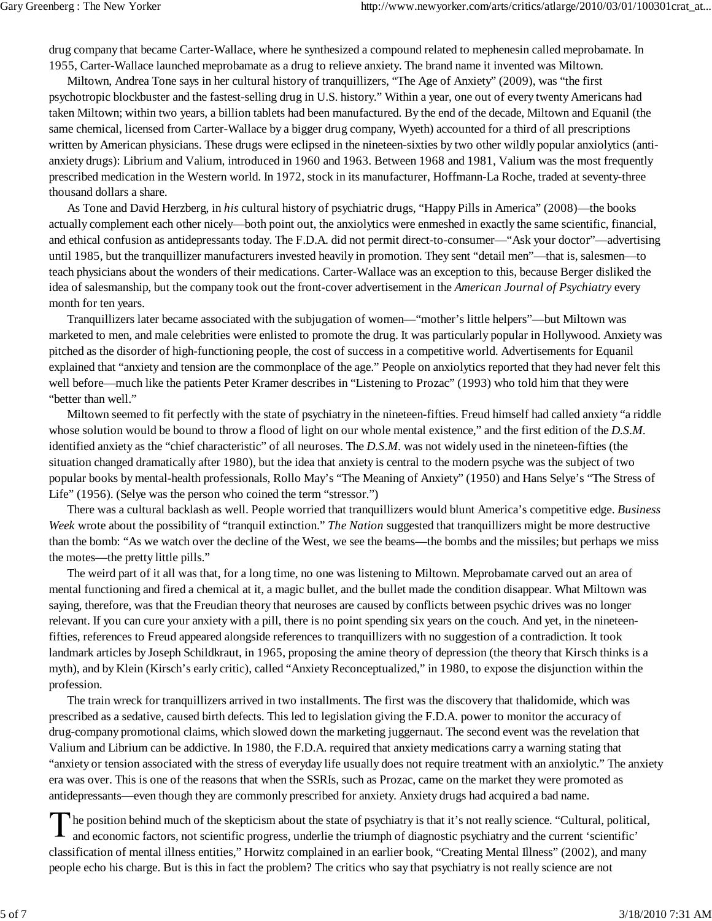drug company that became Carter-Wallace, where he synthesized a compound related to mephenesin called meprobamate. In 1955, Carter-Wallace launched meprobamate as a drug to relieve anxiety. The brand name it invented was Miltown.

Miltown, Andrea Tone says in her cultural history of tranquillizers, "The Age of Anxiety" (2009), was "the first psychotropic blockbuster and the fastest-selling drug in U.S. history." Within a year, one out of every twenty Americans had taken Miltown; within two years, a billion tablets had been manufactured. By the end of the decade, Miltown and Equanil (the same chemical, licensed from Carter-Wallace by a bigger drug company, Wyeth) accounted for a third of all prescriptions written by American physicians. These drugs were eclipsed in the nineteen-sixties by two other wildly popular anxiolytics (anti-anxiety drugs): Librium and Valium, introduced in 1960 and 1963. Between 1968 and 1981, Valium was the most frequently prescribed medication in the Western world. In 1972, stock in its manufacturer, Hoffmann-La Roche, traded at seventy-three thousand dollars a share.

As Tone and David Herzberg, in *his* cultural history of psychiatric drugs, "Happy Pills in America" (2008)—the books actually complement each other nicely—both point out, the anxiolytics were enmeshed in exactly the same scientific, financial, and ethical confusion as antidepressants today. The F.D.A. did not permit direct-to-consumer—"Ask your doctor"—advertising until 1985, but the tranquillizer manufacturers invested heavily in promotion. They sent "detail men"—that is, salesmen—to teach physicians about the wonders of their medications. Carter-Wallace was an exception to this, because Berger disliked the idea of salesmanship, but the company took out the front-cover advertisement in the *American Journal of Psychiatry* every month for ten years.

Tranquillizers later became associated with the subjugation of women—"mother's little helpers"—but Miltown was marketed to men, and male celebrities were enlisted to promote the drug. It was particularly popular in Hollywood. Anxiety was pitched as the disorder of high-functioning people, the cost of success in a competitive world. Advertisements for Equanil explained that "anxiety and tension are the commonplace of the age." People on anxiolytics reported that they had never felt this well before—much like the patients Peter Kramer describes in "Listening to Prozac" (1993) who told him that they were "better than well."

Miltown seemed to fit perfectly with the state of psychiatry in the nineteen-fifties. Freud himself had called anxiety "a riddle whose solution would be bound to throw a flood of light on our whole mental existence," and the first edition of the *D.S.M.* identified anxiety as the "chief characteristic" of all neuroses. The *D.S.M.* was not widely used in the nineteen-fifties (the situation changed dramatically after 1980), but the idea that anxiety is central to the modern psyche was the subject of two popular books by mental-health professionals, Rollo May's "The Meaning of Anxiety" (1950) and Hans Selye's "The Stress of Life" (1956). (Selye was the person who coined the term "stressor.")

There was a cultural backlash as well. People worried that tranquillizers would blunt America's competitive edge. *Business Week* wrote about the possibility of "tranquil extinction." *The Nation* suggested that tranquillizers might be more destructive than the bomb: "As we watch over the decline of the West, we see the beams—the bombs and the missiles; but perhaps we miss the motes—the pretty little pills."

The weird part of it all was that, for a long time, no one was listening to Miltown. Meprobamate carved out an area of mental functioning and fired a chemical at it, a magic bullet, and the bullet made the condition disappear. What Miltown was saying, therefore, was that the Freudian theory that neuroses are caused by conflicts between psychic drives was no longer relevant. If you can cure your anxiety with a pill, there is no point spending six years on the couch. And yet, in the nineteen-fifties, references to Freud appeared alongside references to tranquillizers with no suggestion of a contradiction. It took landmark articles by Joseph Schildkraut, in 1965, proposing the amine theory of depression (the theory that Kirsch thinks is a myth), and by Klein (Kirsch's early critic), called "Anxiety Reconceptualized," in 1980, to expose the disjunction within the profession.

The train wreck for tranquillizers arrived in two installments. The first was the discovery that thalidomide, which was prescribed as a sedative, caused birth defects. This led to legislation giving the F.D.A. power to monitor the accuracy of drug-company promotional claims, which slowed down the marketing juggernaut. The second event was the revelation that Valium and Librium can be addictive. In 1980, the F.D.A. required that anxiety medications carry a warning stating that "anxiety or tension associated with the stress of everyday life usually does not require treatment with an anxiolytic." The anxiety era was over. This is one of the reasons that when the SSRIs, such as Prozac, came on the market they were promoted as antidepressants—even though they are commonly prescribed for anxiety. Anxiety drugs had acquired a bad name.

The position behind much of the skepticism about the state of psychiatry is that it's not really science. "Cultural, political, and economic factors, not scientific progress, underlie the triumph of diagnostic psychiatry and the current 'scientific' classification of mental illness entities," Horwitz complained in an earlier book, "Creating Mental Illness" (2002), and many people echo his charge. But is this in fact the problem? The critics who say that psychiatry is not really science are not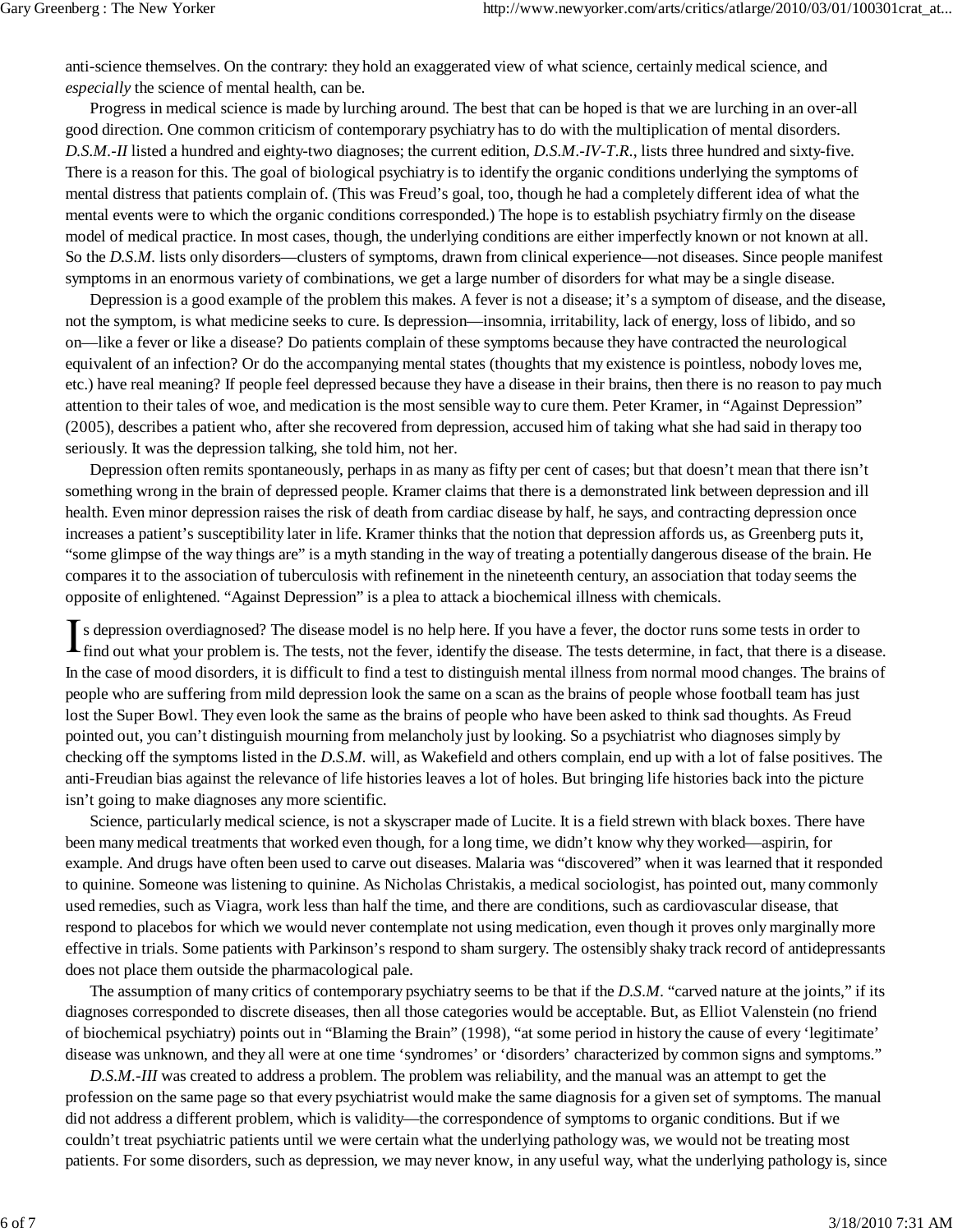anti-science themselves. On the contrary: they hold an exaggerated view of what science, certainly medical science, and *especially* the science of mental health, can be.

Progress in medical science is made by lurching around. The best that can be hoped is that we are lurching in an over-all good direction. One common criticism of contemporary psychiatry has to do with the multiplication of mental disorders. *D.S.M.-II* listed a hundred and eighty-two diagnoses; the current edition, *D.S.M.-IV-T.R.*, lists three hundred and sixty-five. There is a reason for this. The goal of biological psychiatry is to identify the organic conditions underlying the symptoms of mental distress that patients complain of. (This was Freud's goal, too, though he had a completely different idea of what the mental events were to which the organic conditions corresponded.) The hope is to establish psychiatry firmly on the disease model of medical practice. In most cases, though, the underlying conditions are either imperfectly known or not known at all. So the *D.S.M.* lists only disorders—clusters of symptoms, drawn from clinical experience—not diseases. Since people manifest symptoms in an enormous variety of combinations, we get a large number of disorders for what may be a single disease.

Depression is a good example of the problem this makes. A fever is not a disease; it's a symptom of disease, and the disease, not the symptom, is what medicine seeks to cure. Is depression—insomnia, irritability, lack of energy, loss of libido, and so on—like a fever or like a disease? Do patients complain of these symptoms because they have contracted the neurological equivalent of an infection? Or do the accompanying mental states (thoughts that my existence is pointless, nobody loves me, etc.) have real meaning? If people feel depressed because they have a disease in their brains, then there is no reason to pay much attention to their tales of woe, and medication is the most sensible way to cure them. Peter Kramer, in "Against Depression" (2005), describes a patient who, after she recovered from depression, accused him of taking what she had said in therapy too seriously. It was the depression talking, she told him, not her.

Depression often remits spontaneously, perhaps in as many as fifty per cent of cases; but that doesn't mean that there isn't something wrong in the brain of depressed people. Kramer claims that there is a demonstrated link between depression and ill health. Even minor depression raises the risk of death from cardiac disease by half, he says, and contracting depression once increases a patient's susceptibility later in life. Kramer thinks that the notion that depression affords us, as Greenberg puts it, "some glimpse of the way things are" is a myth standing in the way of treating a potentially dangerous disease of the brain. He compares it to the association of tuberculosis with refinement in the nineteenth century, an association that today seems the opposite of enlightened. "Against Depression" is a plea to attack a biochemical illness with chemicals.

Is depression overdiagnosed? The disease model is no help here. If you have a fever, the doctor runs some tests in order to find out what your problem is. The tests, not the fever, identify the disease. The tests determine, in fact, that there is a disease. In the case of mood disorders, it is difficult to find a test to distinguish mental illness from normal mood changes. The brains of people who are suffering from mild depression look the same on a scan as the brains of people whose football team has just lost the Super Bowl. They even look the same as the brains of people who have been asked to think sad thoughts. As Freud pointed out, you can't distinguish mourning from melancholy just by looking. So a psychiatrist who diagnoses simply by checking off the symptoms listed in the *D.S.M.* will, as Wakefield and others complain, end up with a lot of false positives. The anti-Freudian bias against the relevance of life histories leaves a lot of holes. But bringing life histories back into the picture isn't going to make diagnoses any more scientific.

Science, particularly medical science, is not a skyscraper made of Lucite. It is a field strewn with black boxes. There have been many medical treatments that worked even though, for a long time, we didn't know why they worked—aspirin, for example. And drugs have often been used to carve out diseases. Malaria was "discovered" when it was learned that it responded to quinine. Someone was listening to quinine. As Nicholas Christakis, a medical sociologist, has pointed out, many commonly used remedies, such as Viagra, work less than half the time, and there are conditions, such as cardiovascular disease, that respond to placebos for which we would never contemplate not using medication, even though it proves only marginally more effective in trials. Some patients with Parkinson's respond to sham surgery. The ostensibly shaky track record of antidepressants does not place them outside the pharmacological pale.

The assumption of many critics of contemporary psychiatry seems to be that if the *D.S.M.* "carved nature at the joints," if its diagnoses corresponded to discrete diseases, then all those categories would be acceptable. But, as Elliot Valenstein (no friend of biochemical psychiatry) points out in "Blaming the Brain" (1998), "at some period in history the cause of every 'legitimate' disease was unknown, and they all were at one time 'syndromes' or 'disorders' characterized by common signs and symptoms."

*D.S.M.-III* was created to address a problem. The problem was reliability, and the manual was an attempt to get the profession on the same page so that every psychiatrist would make the same diagnosis for a given set of symptoms. The manual did not address a different problem, which is validity—the correspondence of symptoms to organic conditions. But if we couldn't treat psychiatric patients until we were certain what the underlying pathology was, we would not be treating most patients. For some disorders, such as depression, we may never know, in any useful way, what the underlying pathology is, since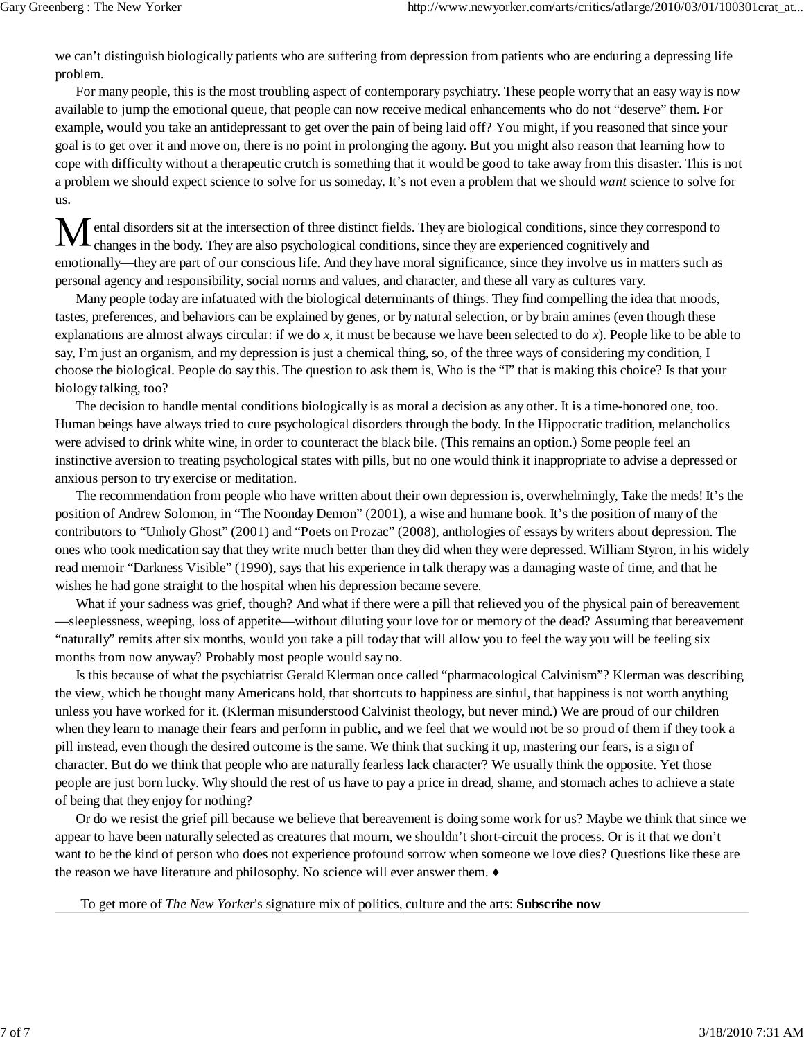we can't distinguish biologically patients who are suffering from depression from patients who are enduring a depressing life problem.

For many people, this is the most troubling aspect of contemporary psychiatry. These people worry that an easy way is now available to jump the emotional queue, that people can now receive medical enhancements who do not "deserve" them. For example, would you take an antidepressant to get over the pain of being laid off? You might, if you reasoned that since your goal is to get over it and move on, there is no point in prolonging the agony. But you might also reason that learning how to cope with difficulty without a therapeutic crutch is something that it would be good to take away from this disaster. This is not a problem we should expect science to solve for us someday. It's not even a problem that we should *want* science to solve for us.

Mental disorders sit at the intersection of three distinct fields. They are biological conditions, since they correspond to changes in the body. They are also psychological conditions, since they are experienced cognitively and emotionally—they are part of our conscious life. And they have moral significance, since they involve us in matters such as personal agency and responsibility, social norms and values, and character, and these all vary as cultures vary.

Many people today are infatuated with the biological determinants of things. They find compelling the idea that moods, tastes, preferences, and behaviors can be explained by genes, or by natural selection, or by brain amines (even though these explanations are almost always circular: if we do *x*, it must be because we have been selected to do *x*). People like to be able to say, I'm just an organism, and my depression is just a chemical thing, so, of the three ways of considering my condition, I choose the biological. People do say this. The question to ask them is, Who is the "I" that is making this choice? Is that your biology talking, too?

The decision to handle mental conditions biologically is as moral a decision as any other. It is a time-honored one, too. Human beings have always tried to cure psychological disorders through the body. In the Hippocratic tradition, melancholics were advised to drink white wine, in order to counteract the black bile. (This remains an option.) Some people feel an instinctive aversion to treating psychological states with pills, but no one would think it inappropriate to advise a depressed or anxious person to try exercise or meditation.

The recommendation from people who have written about their own depression is, overwhelmingly, Take the meds! It's the position of Andrew Solomon, in "The Noonday Demon" (2001), a wise and humane book. It's the position of many of the contributors to "Unholy Ghost" (2001) and "Poets on Prozac" (2008), anthologies of essays by writers about depression. The ones who took medication say that they write much better than they did when they were depressed. William Styron, in his widely read memoir "Darkness Visible" (1990), says that his experience in talk therapy was a damaging waste of time, and that he wishes he had gone straight to the hospital when his depression became severe.

What if your sadness was grief, though? And what if there were a pill that relieved you of the physical pain of bereavement—sleeplessness, weeping, loss of appetite—without diluting your love for or memory of the dead? Assuming that bereavement "naturally" remits after six months, would you take a pill today that will allow you to feel the way you will be feeling six months from now anyway? Probably most people would say no.

Is this because of what the psychiatrist Gerald Klerman once called "pharmacological Calvinism"? Klerman was describing the view, which he thought many Americans hold, that shortcuts to happiness are sinful, that happiness is not worth anything unless you have worked for it. (Klerman misunderstood Calvinist theology, but never mind.) We are proud of our children when they learn to manage their fears and perform in public, and we feel that we would not be so proud of them if they took a pill instead, even though the desired outcome is the same. We think that sucking it up, mastering our fears, is a sign of character. But do we think that people who are naturally fearless lack character? We usually think the opposite. Yet those people are just born lucky. Why should the rest of us have to pay a price in dread, shame, and stomach aches to achieve a state of being that they enjoy for nothing?

Or do we resist the grief pill because we believe that bereavement is doing some work for us? Maybe we think that since we appear to have been naturally selected as creatures that mourn, we shouldn't short-circuit the process. Or is it that we don't want to be the kind of person who does not experience profound sorrow when someone we love dies? Questions like these are the reason we have literature and philosophy. No science will ever answer them. ♦

To get more of *The New Yorker*'s signature mix of politics, culture and the arts: **Subscribe now**